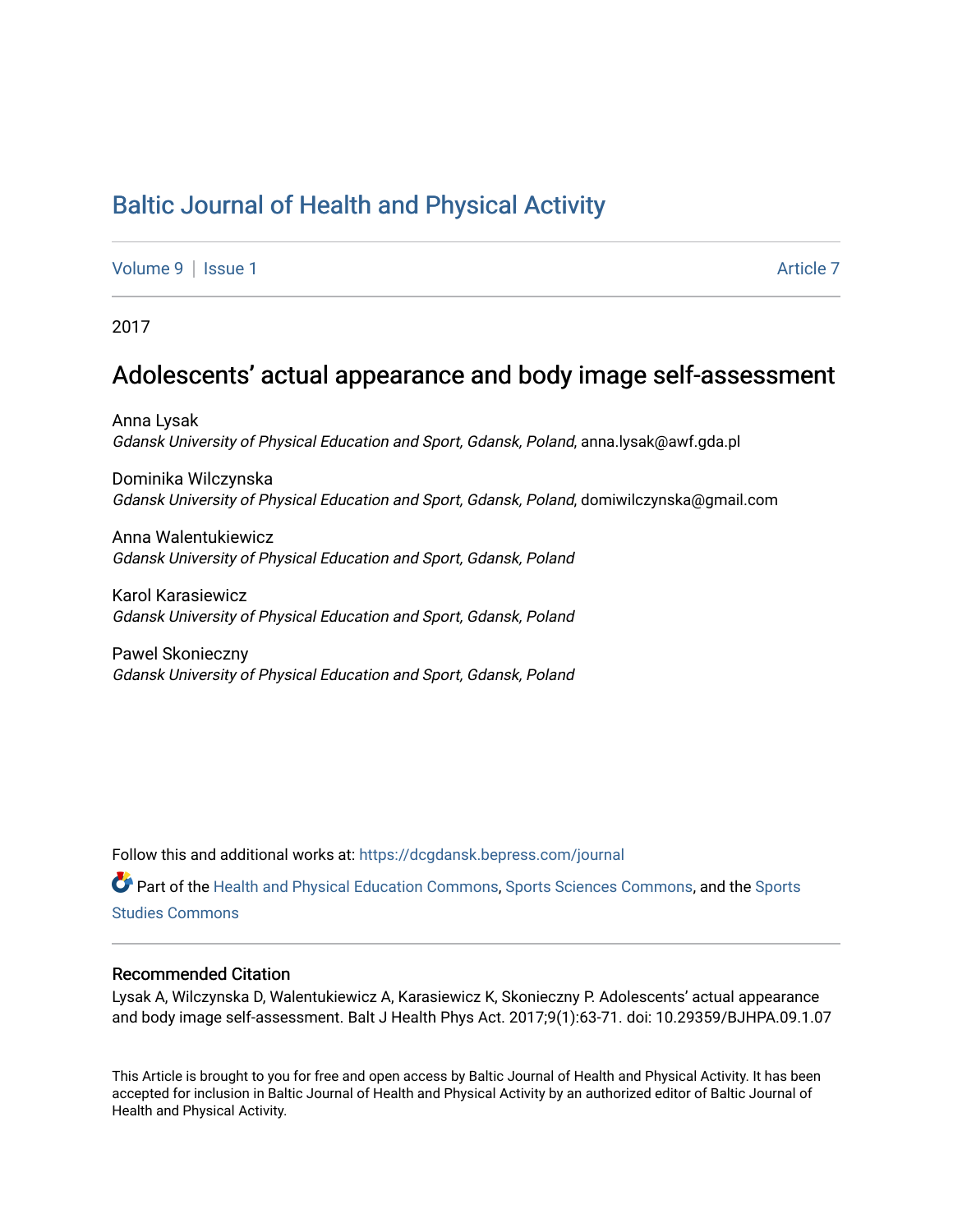# Baltic Journal of Health and Physical Activity

Volume 9 | Issue 1 Article 7

2017

## Adolescents' actual appearance and body image self-assessment

Anna Lysak
*Gdansk University of Physical Education and Sport, Gdansk, Poland*, anna.lysak@awf.gda.pl

Dominika Wilczynska
*Gdansk University of Physical Education and Sport, Gdansk, Poland*, domiwilczynska@gmail.com

Anna Walentukiewicz
*Gdansk University of Physical Education and Sport, Gdansk, Poland*

Karol Karasiewicz
*Gdansk University of Physical Education and Sport, Gdansk, Poland*

Pawel Skonieczny
*Gdansk University of Physical Education and Sport, Gdansk, Poland*

Follow this and additional works at: https://dcgdansk.bepress.com/journal

Part of the Health and Physical Education Commons, Sports Sciences Commons, and the Sports Studies Commons

### Recommended Citation

Lysak A, Wilczynska D, Walentukiewicz A, Karasiewicz K, Skonieczny P. Adolescents' actual appearance and body image self-assessment. Balt J Health Phys Act. 2017;9(1):63-71. doi: 10.29359/BJHPA.09.1.07

This Article is brought to you for free and open access by Baltic Journal of Health and Physical Activity. It has been accepted for inclusion in Baltic Journal of Health and Physical Activity by an authorized editor of Baltic Journal of Health and Physical Activity.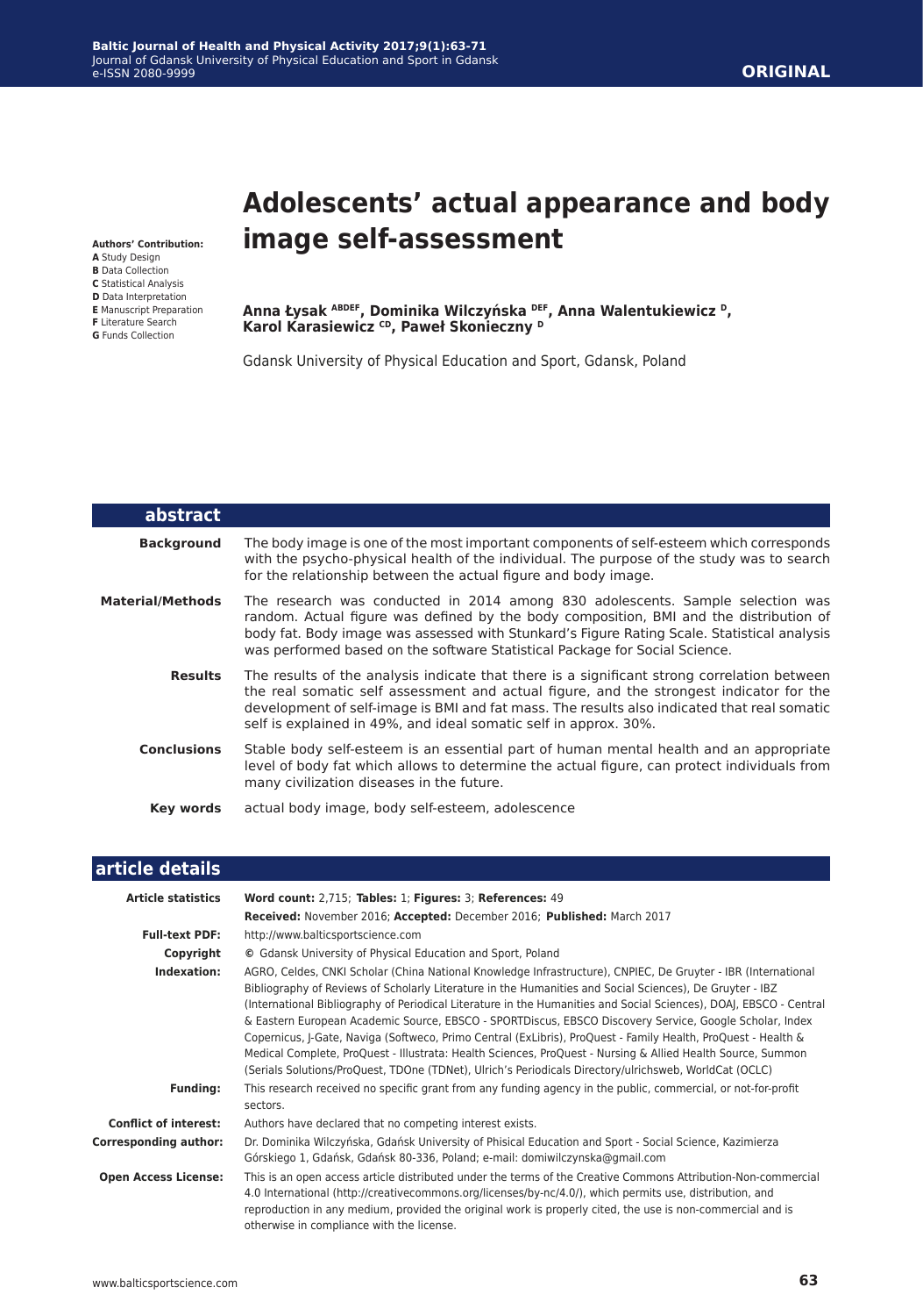ORIGINAL

# Adolescents' actual appearance and body image self-assessment

**Authors' Contribution:**
**A** Study Design
**B** Data Collection
**C** Statistical Analysis
**D** Data Interpretation
**E** Manuscript Preparation
**F** Literature Search
**G** Funds Collection

**Anna Łysak [ABDEF], Dominika Wilczyńska [DEF], Anna Walentukiewicz [D], Karol Karasiewicz [CD], Paweł Skonieczny [D]**

Gdansk University of Physical Education and Sport, Gdansk, Poland

## abstract

**Background** The body image is one of the most important components of self-esteem which corresponds with the psycho-physical health of the individual. The purpose of the study was to search for the relationship between the actual figure and body image.

**Material/Methods** The research was conducted in 2014 among 830 adolescents. Sample selection was random. Actual figure was defined by the body composition, BMI and the distribution of body fat. Body image was assessed with Stunkard's Figure Rating Scale. Statistical analysis was performed based on the software Statistical Package for Social Science.

**Results** The results of the analysis indicate that there is a significant strong correlation between the real somatic self assessment and actual figure, and the strongest indicator for the development of self-image is BMI and fat mass. The results also indicated that real somatic self is explained in 49%, and ideal somatic self in approx. 30%.

**Conclusions** Stable body self-esteem is an essential part of human mental health and an appropriate level of body fat which allows to determine the actual figure, can protect individuals from many civilization diseases in the future.

**Key words** actual body image, body self-esteem, adolescence

## article details

| | |
|---|---|
| **Article statistics** | **Word count:** 2,715; **Tables:** 1; **Figures:** 3; **References:** 49<br>**Received:** November 2016; **Accepted:** December 2016; **Published:** March 2017 |
| **Full-text PDF:** | http://www.balticsportscience.com |
| **Copyright** | © Gdansk University of Physical Education and Sport, Poland |
| **Indexation:** | AGRO, Celdes, CNKI Scholar (China National Knowledge Infrastructure), CNPIEC, De Gruyter - IBR (International Bibliography of Reviews of Scholarly Literature in the Humanities and Social Sciences), De Gruyter - IBZ (International Bibliography of Periodical Literature in the Humanities and Social Sciences), DOAJ, EBSCO - Central & Eastern European Academic Source, EBSCO - SPORTDiscus, EBSCO Discovery Service, Google Scholar, Index Copernicus, J-Gate, Naviga (Softweco, Primo Central (ExLibris), ProQuest - Family Health, ProQuest - Health & Medical Complete, ProQuest - Illustrata: Health Sciences, ProQuest - Nursing & Allied Health Source, Summon (Serials Solutions/ProQuest, TDOne (TDNet), Ulrich's Periodicals Directory/ulrichsweb, WorldCat (OCLC) |
| **Funding:** | This research received no specific grant from any funding agency in the public, commercial, or not-for-profit sectors. |
| **Conflict of interest:** | Authors have declared that no competing interest exists. |
| **Corresponding author:** | Dr. Dominika Wilczyńska, Gdańsk University of Phisical Education and Sport - Social Science, Kazimierza Górskiego 1, Gdańsk, Gdańsk 80-336, Poland; e-mail: domiwilczynska@gmail.com |
| **Open Access License:** | This is an open access article distributed under the terms of the Creative Commons Attribution-Non-commercial 4.0 International (http://creativecommons.org/licenses/by-nc/4.0/), which permits use, distribution, and reproduction in any medium, provided the original work is properly cited, the use is non-commercial and is otherwise in compliance with the license. |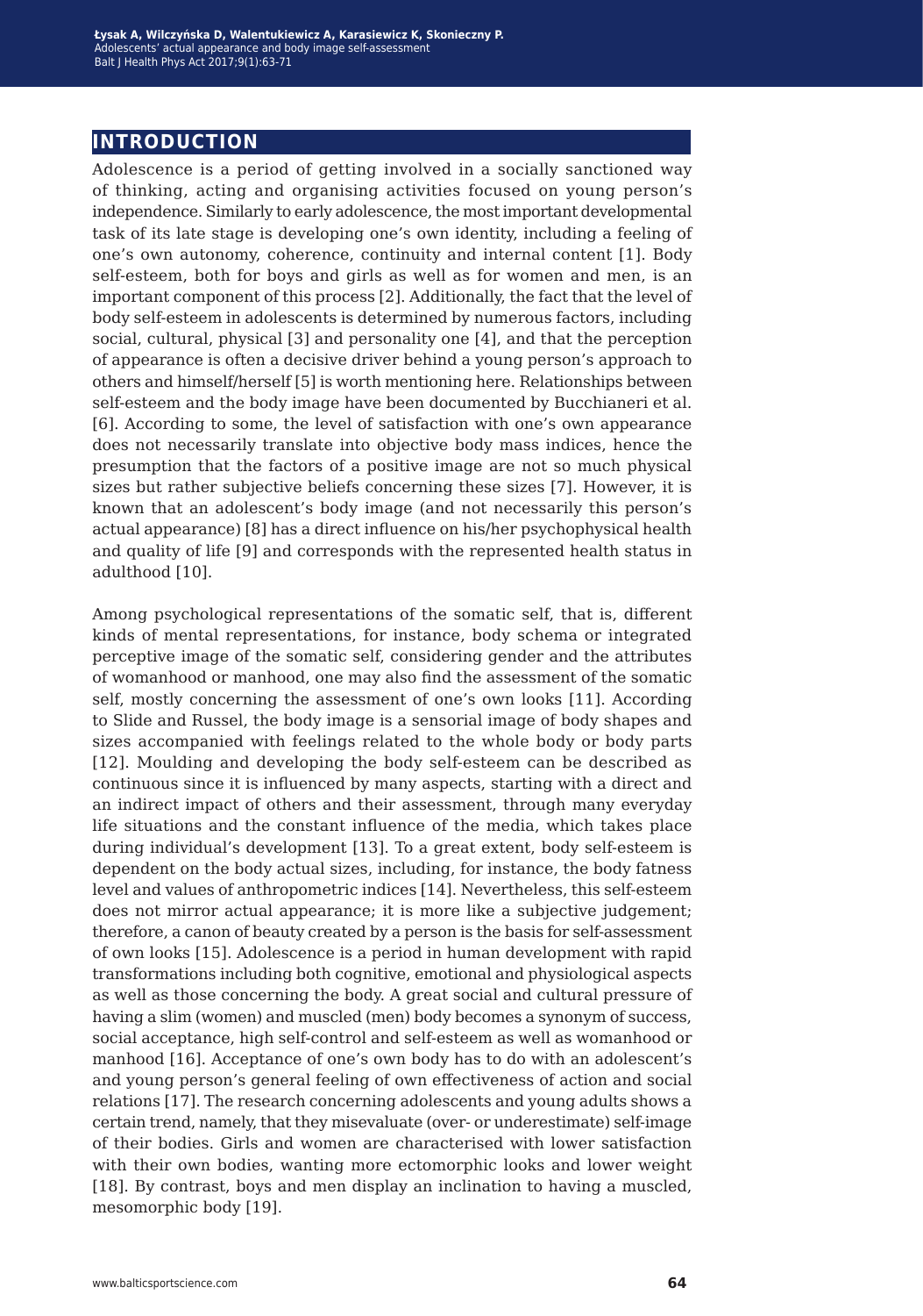## INTRODUCTION

Adolescence is a period of getting involved in a socially sanctioned way of thinking, acting and organising activities focused on young person's independence. Similarly to early adolescence, the most important developmental task of its late stage is developing one's own identity, including a feeling of one's own autonomy, coherence, continuity and internal content [1]. Body self-esteem, both for boys and girls as well as for women and men, is an important component of this process [2]. Additionally, the fact that the level of body self-esteem in adolescents is determined by numerous factors, including social, cultural, physical [3] and personality one [4], and that the perception of appearance is often a decisive driver behind a young person's approach to others and himself/herself [5] is worth mentioning here. Relationships between self-esteem and the body image have been documented by Bucchianeri et al. [6]. According to some, the level of satisfaction with one's own appearance does not necessarily translate into objective body mass indices, hence the presumption that the factors of a positive image are not so much physical sizes but rather subjective beliefs concerning these sizes [7]. However, it is known that an adolescent's body image (and not necessarily this person's actual appearance) [8] has a direct influence on his/her psychophysical health and quality of life [9] and corresponds with the represented health status in adulthood [10].

Among psychological representations of the somatic self, that is, different kinds of mental representations, for instance, body schema or integrated perceptive image of the somatic self, considering gender and the attributes of womanhood or manhood, one may also find the assessment of the somatic self, mostly concerning the assessment of one's own looks [11]. According to Slide and Russel, the body image is a sensorial image of body shapes and sizes accompanied with feelings related to the whole body or body parts [12]. Moulding and developing the body self-esteem can be described as continuous since it is influenced by many aspects, starting with a direct and an indirect impact of others and their assessment, through many everyday life situations and the constant influence of the media, which takes place during individual's development [13]. To a great extent, body self-esteem is dependent on the body actual sizes, including, for instance, the body fatness level and values of anthropometric indices [14]. Nevertheless, this self-esteem does not mirror actual appearance; it is more like a subjective judgement; therefore, a canon of beauty created by a person is the basis for self-assessment of own looks [15]. Adolescence is a period in human development with rapid transformations including both cognitive, emotional and physiological aspects as well as those concerning the body. A great social and cultural pressure of having a slim (women) and muscled (men) body becomes a synonym of success, social acceptance, high self-control and self-esteem as well as womanhood or manhood [16]. Acceptance of one's own body has to do with an adolescent's and young person's general feeling of own effectiveness of action and social relations [17]. The research concerning adolescents and young adults shows a certain trend, namely, that they misevaluate (over- or underestimate) self-image of their bodies. Girls and women are characterised with lower satisfaction with their own bodies, wanting more ectomorphic looks and lower weight [18]. By contrast, boys and men display an inclination to having a muscled, mesomorphic body [19].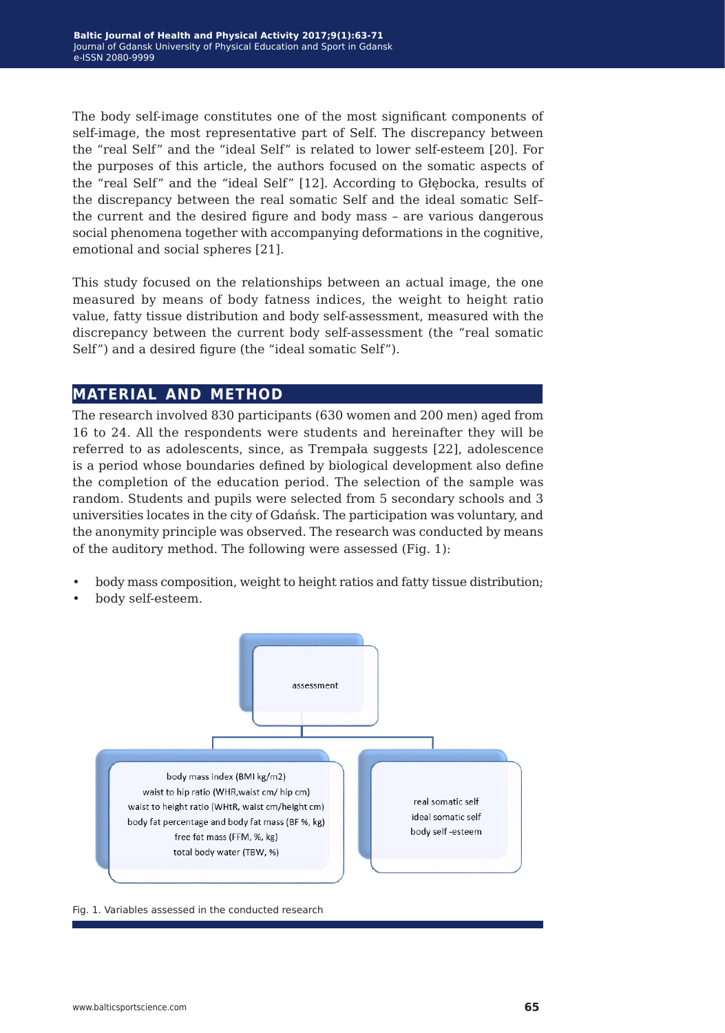The body self-image constitutes one of the most significant components of self-image, the most representative part of Self. The discrepancy between the "real Self" and the "ideal Self" is related to lower self-esteem [20]. For the purposes of this article, the authors focused on the somatic aspects of the "real Self" and the "ideal Self" [12]. According to Głębocka, results of the discrepancy between the real somatic Self and the ideal somatic Self– the current and the desired figure and body mass – are various dangerous social phenomena together with accompanying deformations in the cognitive, emotional and social spheres [21].

This study focused on the relationships between an actual image, the one measured by means of body fatness indices, the weight to height ratio value, fatty tissue distribution and body self-assessment, measured with the discrepancy between the current body self-assessment (the "real somatic Self") and a desired figure (the "ideal somatic Self").

## MATERIAL AND METHOD

The research involved 830 participants (630 women and 200 men) aged from 16 to 24. All the respondents were students and hereinafter they will be referred to as adolescents, since, as Trempała suggests [22], adolescence is a period whose boundaries defined by biological development also define the completion of the education period. The selection of the sample was random. Students and pupils were selected from 5 secondary schools and 3 universities locates in the city of Gdańsk. The participation was voluntary, and the anonymity principle was observed. The research was conducted by means of the auditory method. The following were assessed (Fig. 1):

- body mass composition, weight to height ratios and fatty tissue distribution;
- body self-esteem.

assessment

body mass index (BMI kg/m2)
waist to hip ratio (WHR,waist cm/ hip cm)
waist to height ratio (WHtR, waist cm/height cm)
body fat percentage and body fat mass (BF %, kg)
free fat mass (FFM, %, kg)
total body water (TBW, %)

real somatic self
ideal somatic self
body self -esteem

Fig. 1. Variables assessed in the conducted research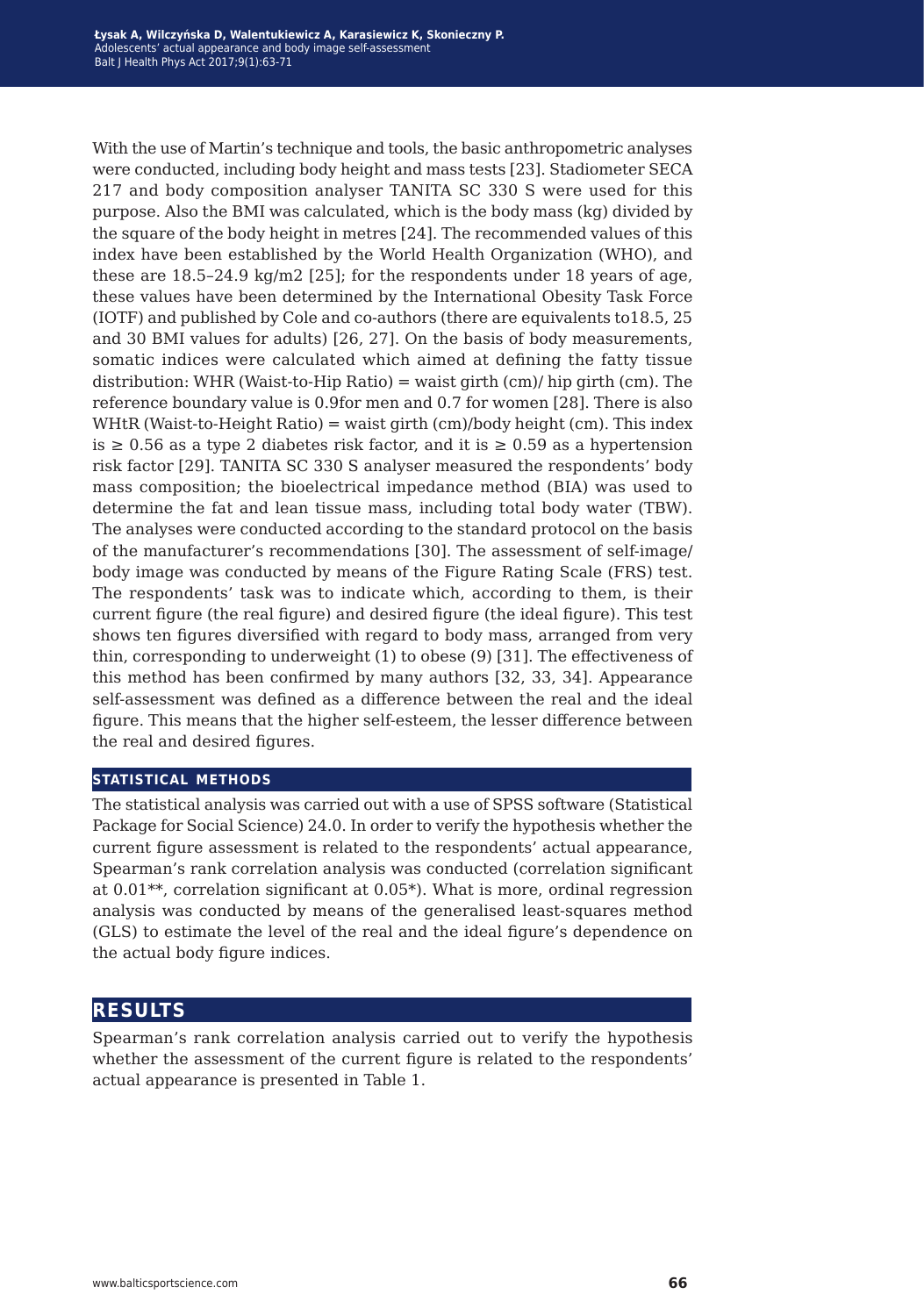With the use of Martin's technique and tools, the basic anthropometric analyses were conducted, including body height and mass tests [23]. Stadiometer SECA 217 and body composition analyser TANITA SC 330 S were used for this purpose. Also the BMI was calculated, which is the body mass (kg) divided by the square of the body height in metres [24]. The recommended values of this index have been established by the World Health Organization (WHO), and these are 18.5–24.9 kg/m2 [25]; for the respondents under 18 years of age, these values have been determined by the International Obesity Task Force (IOTF) and published by Cole and co-authors (there are equivalents to18.5, 25 and 30 BMI values for adults) [26, 27]. On the basis of body measurements, somatic indices were calculated which aimed at defining the fatty tissue distribution: WHR (Waist-to-Hip Ratio) = waist girth (cm)/ hip girth (cm). The reference boundary value is 0.9for men and 0.7 for women [28]. There is also WHtR (Waist-to-Height Ratio) = waist girth (cm)/body height (cm). This index is $\geq 0.56$ as a type 2 diabetes risk factor, and it is $\geq 0.59$ as a hypertension risk factor [29]. TANITA SC 330 S analyser measured the respondents' body mass composition; the bioelectrical impedance method (BIA) was used to determine the fat and lean tissue mass, including total body water (TBW). The analyses were conducted according to the standard protocol on the basis of the manufacturer's recommendations [30]. The assessment of self-image/ body image was conducted by means of the Figure Rating Scale (FRS) test. The respondents' task was to indicate which, according to them, is their current figure (the real figure) and desired figure (the ideal figure). This test shows ten figures diversified with regard to body mass, arranged from very thin, corresponding to underweight (1) to obese (9) [31]. The effectiveness of this method has been confirmed by many authors [32, 33, 34]. Appearance self-assessment was defined as a difference between the real and the ideal figure. This means that the higher self-esteem, the lesser difference between the real and desired figures.

### STATISTICAL METHODS

The statistical analysis was carried out with a use of SPSS software (Statistical Package for Social Science) 24.0. In order to verify the hypothesis whether the current figure assessment is related to the respondents' actual appearance, Spearman's rank correlation analysis was conducted (correlation significant at 0.01**, correlation significant at 0.05*). What is more, ordinal regression analysis was conducted by means of the generalised least-squares method (GLS) to estimate the level of the real and the ideal figure's dependence on the actual body figure indices.

## RESULTS

Spearman's rank correlation analysis carried out to verify the hypothesis whether the assessment of the current figure is related to the respondents' actual appearance is presented in Table 1.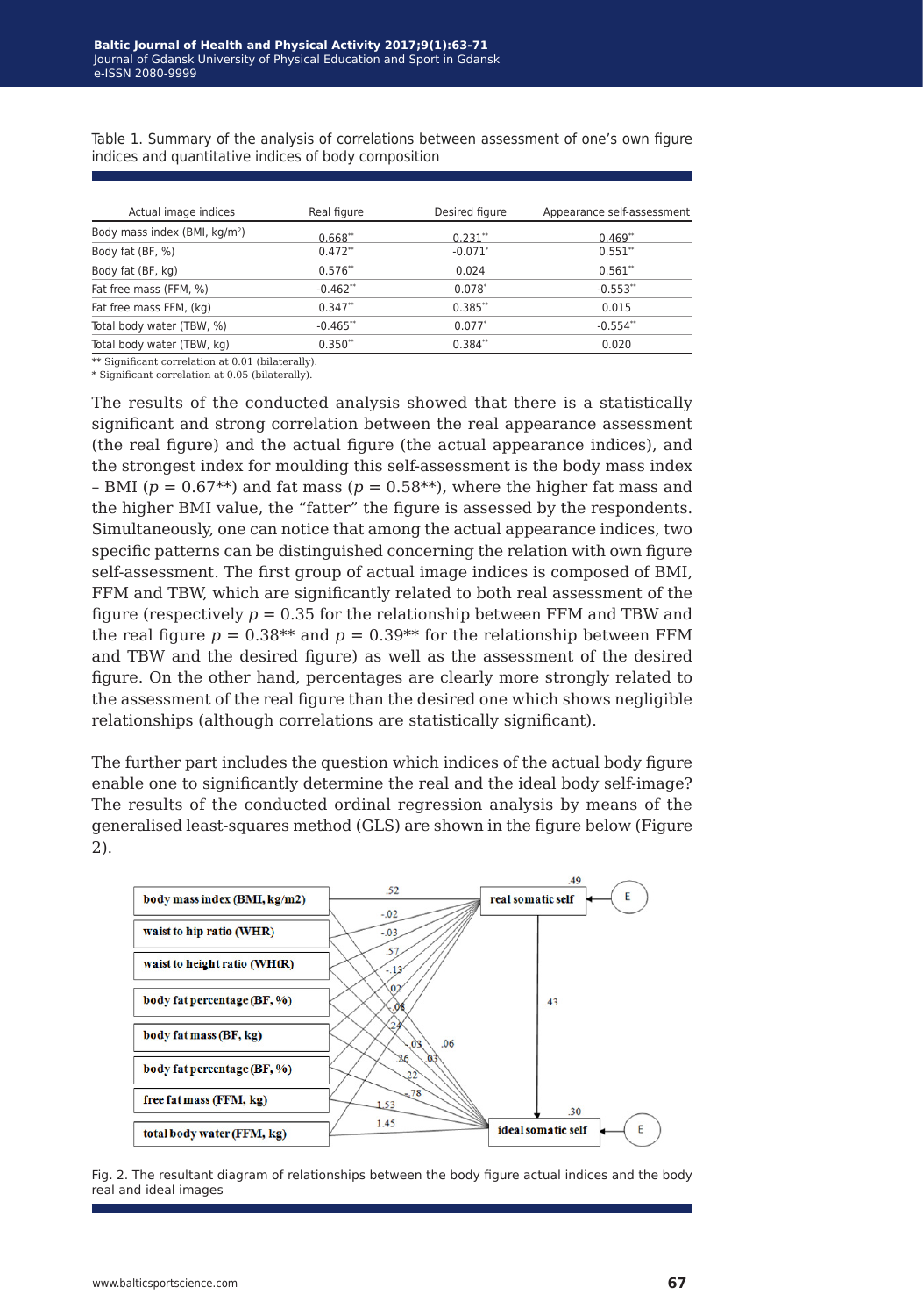Table 1. Summary of the analysis of correlations between assessment of one's own figure indices and quantitative indices of body composition

| Actual image indices | Real figure | Desired figure | Appearance self-assessment |
|---|---|---|---|
| Body mass index (BMI, kg/m[2]) | 0.668** | 0.231** | 0.469** |
| Body fat (BF, %) | 0.472** | -0.071* | 0.551** |
| Body fat (BF, kg) | 0.576** | 0.024 | 0.561** |
| Fat free mass (FFM, %) | -0.462** | 0.078* | -0.553** |
| Fat free mass FFM, (kg) | 0.347** | 0.385** | 0.015 |
| Total body water (TBW, %) | -0.465** | 0.077* | -0.554** |
| Total body water (TBW, kg) | 0.350** | 0.384** | 0.020 |

** Significant correlation at 0.01 (bilaterally).
* Significant correlation at 0.05 (bilaterally).

The results of the conducted analysis showed that there is a statistically significant and strong correlation between the real appearance assessment (the real figure) and the actual figure (the actual appearance indices), and the strongest index for moulding this self-assessment is the body mass index – BMI ($p$ = 0.67**) and fat mass ($p$ = 0.58**), where the higher fat mass and the higher BMI value, the "fatter" the figure is assessed by the respondents. Simultaneously, one can notice that among the actual appearance indices, two specific patterns can be distinguished concerning the relation with own figure self-assessment. The first group of actual image indices is composed of BMI, FFM and TBW, which are significantly related to both real assessment of the figure (respectively $p$ = 0.35 for the relationship between FFM and TBW and the real figure $p$ = 0.38** and $p$ = 0.39** for the relationship between FFM and TBW and the desired figure) as well as the assessment of the desired figure. On the other hand, percentages are clearly more strongly related to the assessment of the real figure than the desired one which shows negligible relationships (although correlations are statistically significant).

The further part includes the question which indices of the actual body figure enable one to significantly determine the real and the ideal body self-image? The results of the conducted ordinal regression analysis by means of the generalised least-squares method (GLS) are shown in the figure below (Figure 2).

Fig. 2. The resultant diagram of relationships between the body figure actual indices and the body real and ideal images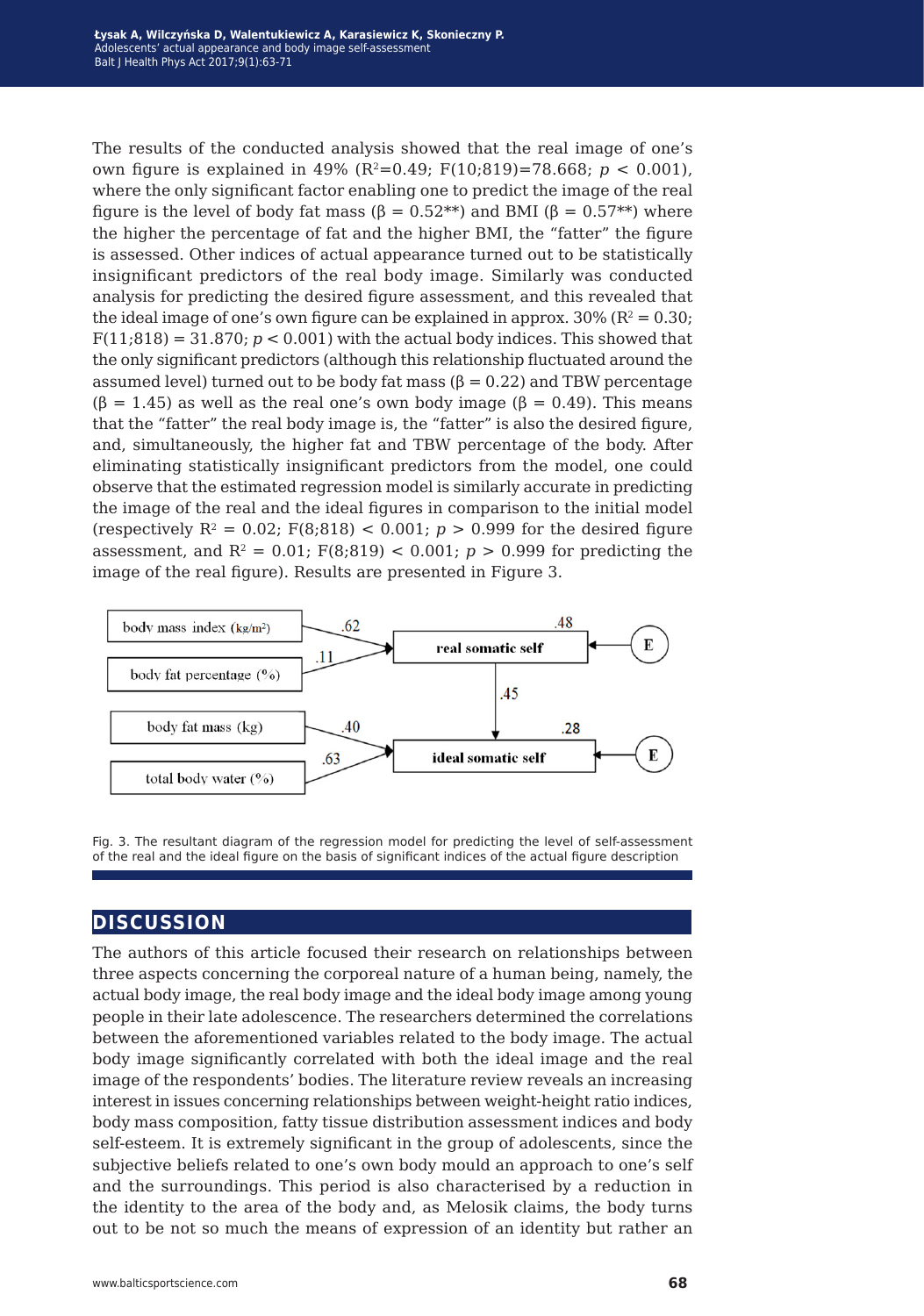The results of the conducted analysis showed that the real image of one's own figure is explained in 49% ($R^2$=0.49; F(10;819)=78.668; $p$ < 0.001), where the only significant factor enabling one to predict the image of the real figure is the level of body fat mass (β = 0.52**) and BMI (β = 0.57**) where the higher the percentage of fat and the higher BMI, the "fatter" the figure is assessed. Other indices of actual appearance turned out to be statistically insignificant predictors of the real body image. Similarly was conducted analysis for predicting the desired figure assessment, and this revealed that the ideal image of one's own figure can be explained in approx. 30% ($R^2$ = 0.30; F(11;818) = 31.870; $p$ < 0.001) with the actual body indices. This showed that the only significant predictors (although this relationship fluctuated around the assumed level) turned out to be body fat mass (β = 0.22) and TBW percentage (β = 1.45) as well as the real one's own body image (β = 0.49). This means that the "fatter" the real body image is, the "fatter" is also the desired figure, and, simultaneously, the higher fat and TBW percentage of the body. After eliminating statistically insignificant predictors from the model, one could observe that the estimated regression model is similarly accurate in predicting the image of the real and the ideal figures in comparison to the initial model (respectively $R^2$ = 0.02; F(8;818) < 0.001; $p$ > 0.999 for the desired figure assessment, and $R^2$ = 0.01; F(8;819) < 0.001; $p$ > 0.999 for predicting the image of the real figure). Results are presented in Figure 3.

Fig. 3. The resultant diagram of the regression model for predicting the level of self-assessment of the real and the ideal figure on the basis of significant indices of the actual figure description

## DISCUSSION

The authors of this article focused their research on relationships between three aspects concerning the corporeal nature of a human being, namely, the actual body image, the real body image and the ideal body image among young people in their late adolescence. The researchers determined the correlations between the aforementioned variables related to the body image. The actual body image significantly correlated with both the ideal image and the real image of the respondents' bodies. The literature review reveals an increasing interest in issues concerning relationships between weight-height ratio indices, body mass composition, fatty tissue distribution assessment indices and body self-esteem. It is extremely significant in the group of adolescents, since the subjective beliefs related to one's own body mould an approach to one's self and the surroundings. This period is also characterised by a reduction in the identity to the area of the body and, as Melosik claims, the body turns out to be not so much the means of expression of an identity but rather an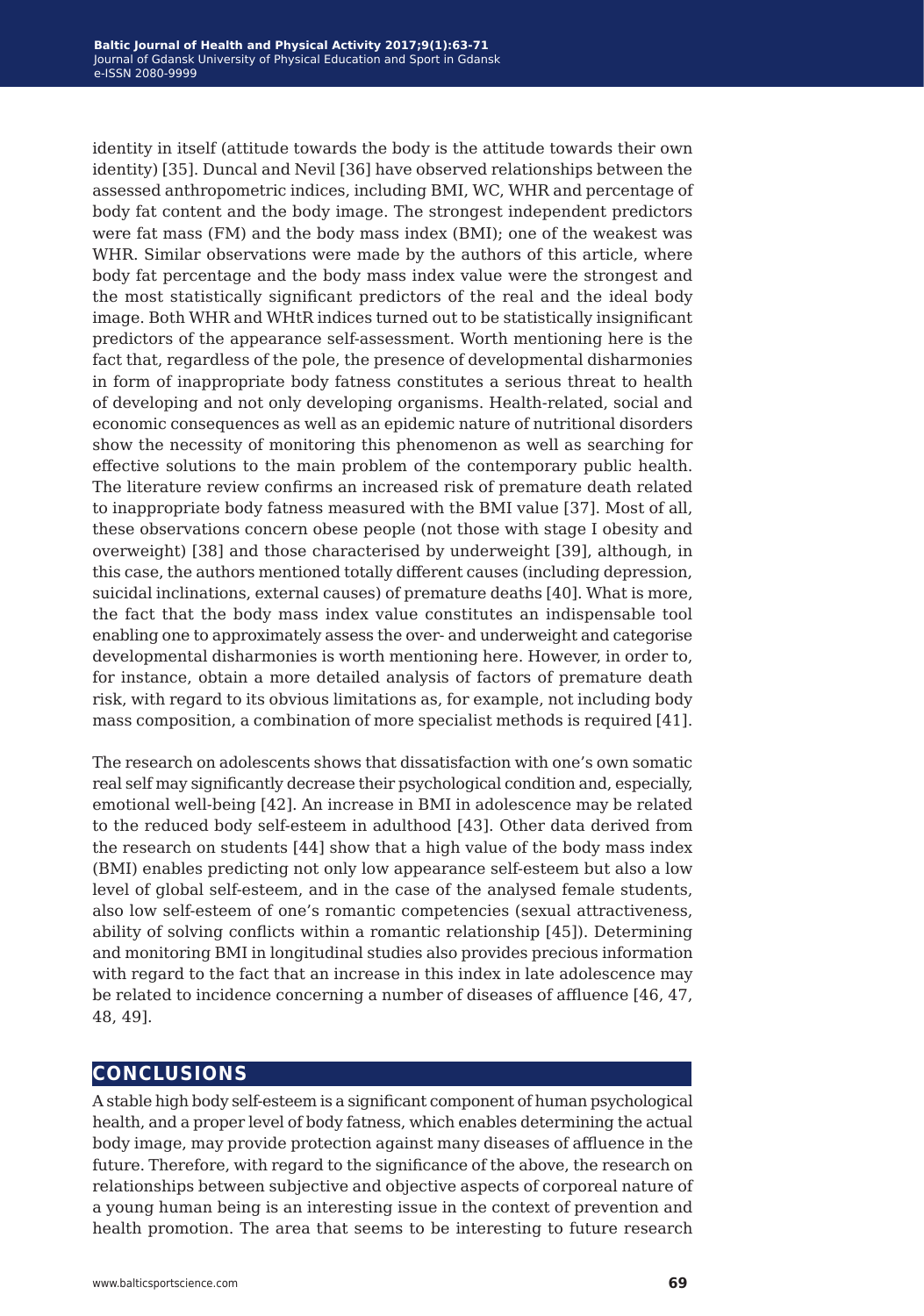identity in itself (attitude towards the body is the attitude towards their own identity) [35]. Duncal and Nevil [36] have observed relationships between the assessed anthropometric indices, including BMI, WC, WHR and percentage of body fat content and the body image. The strongest independent predictors were fat mass (FM) and the body mass index (BMI); one of the weakest was WHR. Similar observations were made by the authors of this article, where body fat percentage and the body mass index value were the strongest and the most statistically significant predictors of the real and the ideal body image. Both WHR and WHtR indices turned out to be statistically insignificant predictors of the appearance self-assessment. Worth mentioning here is the fact that, regardless of the pole, the presence of developmental disharmonies in form of inappropriate body fatness constitutes a serious threat to health of developing and not only developing organisms. Health-related, social and economic consequences as well as an epidemic nature of nutritional disorders show the necessity of monitoring this phenomenon as well as searching for effective solutions to the main problem of the contemporary public health. The literature review confirms an increased risk of premature death related to inappropriate body fatness measured with the BMI value [37]. Most of all, these observations concern obese people (not those with stage I obesity and overweight) [38] and those characterised by underweight [39], although, in this case, the authors mentioned totally different causes (including depression, suicidal inclinations, external causes) of premature deaths [40]. What is more, the fact that the body mass index value constitutes an indispensable tool enabling one to approximately assess the over- and underweight and categorise developmental disharmonies is worth mentioning here. However, in order to, for instance, obtain a more detailed analysis of factors of premature death risk, with regard to its obvious limitations as, for example, not including body mass composition, a combination of more specialist methods is required [41].

The research on adolescents shows that dissatisfaction with one's own somatic real self may significantly decrease their psychological condition and, especially, emotional well-being [42]. An increase in BMI in adolescence may be related to the reduced body self-esteem in adulthood [43]. Other data derived from the research on students [44] show that a high value of the body mass index (BMI) enables predicting not only low appearance self-esteem but also a low level of global self-esteem, and in the case of the analysed female students, also low self-esteem of one's romantic competencies (sexual attractiveness, ability of solving conflicts within a romantic relationship [45]). Determining and monitoring BMI in longitudinal studies also provides precious information with regard to the fact that an increase in this index in late adolescence may be related to incidence concerning a number of diseases of affluence [46, 47, 48, 49].

## CONCLUSIONS

A stable high body self-esteem is a significant component of human psychological health, and a proper level of body fatness, which enables determining the actual body image, may provide protection against many diseases of affluence in the future. Therefore, with regard to the significance of the above, the research on relationships between subjective and objective aspects of corporeal nature of a young human being is an interesting issue in the context of prevention and health promotion. The area that seems to be interesting to future research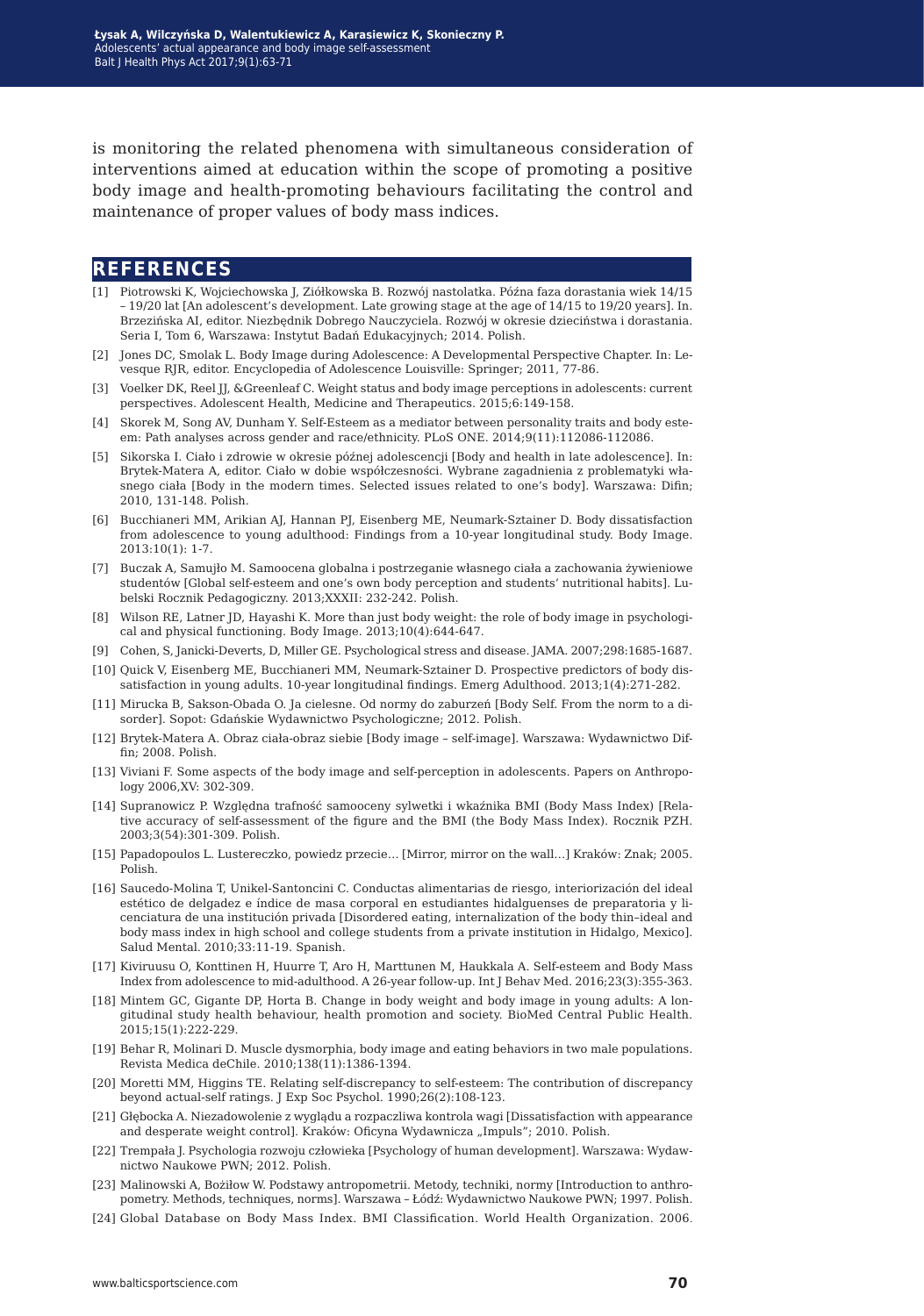is monitoring the related phenomena with simultaneous consideration of interventions aimed at education within the scope of promoting a positive body image and health-promoting behaviours facilitating the control and maintenance of proper values of body mass indices.

## REFERENCES

[1] Piotrowski K, Wojciechowska J, Ziółkowska B. Rozwój nastolatka. Późna faza dorastania wiek 14/15 – 19/20 lat [An adolescent's development. Late growing stage at the age of 14/15 to 19/20 years]. In. Brzezińska AI, editor. Niezbędnik Dobrego Nauczyciela. Rozwój w okresie dzieciństwa i dorastania. Seria I, Tom 6, Warszawa: Instytut Badań Edukacyjnych; 2014. Polish.

[2] Jones DC, Smolak L. Body Image during Adolescence: A Developmental Perspective Chapter. In: Levesque RJR, editor. Encyclopedia of Adolescence Louisville: Springer; 2011, 77-86.

[3] Voelker DK, Reel JJ, &Greenleaf C. Weight status and body image perceptions in adolescents: current perspectives. Adolescent Health, Medicine and Therapeutics. 2015;6:149-158.

[4] Skorek M, Song AV, Dunham Y. Self-Esteem as a mediator between personality traits and body esteem: Path analyses across gender and race/ethnicity. PLoS ONE. 2014;9(11):112086-112086.

[5] Sikorska I. Ciało i zdrowie w okresie późnej adolescencji [Body and health in late adolescence]. In: Brytek-Matera A, editor. Ciało w dobie współczesności. Wybrane zagadnienia z problematyki własnego ciała [Body in the modern times. Selected issues related to one's body]. Warszawa: Difin; 2010, 131-148. Polish.

[6] Bucchianeri MM, Arikian AJ, Hannan PJ, Eisenberg ME, Neumark-Sztainer D. Body dissatisfaction from adolescence to young adulthood: Findings from a 10-year longitudinal study. Body Image. 2013:10(1): 1-7.

[7] Buczak A, Samujło M. Samoocena globalna i postrzeganie własnego ciała a zachowania żywieniowe studentów [Global self-esteem and one's own body perception and students' nutritional habits]. Lubelski Rocznik Pedagogiczny. 2013;XXXII: 232-242. Polish.

[8] Wilson RE, Latner JD, Hayashi K. More than just body weight: the role of body image in psychological and physical functioning. Body Image. 2013;10(4):644-647.

[9] Cohen, S, Janicki-Deverts, D, Miller GE. Psychological stress and disease. JAMA. 2007;298:1685-1687.

[10] Quick V, Eisenberg ME, Bucchianeri MM, Neumark-Sztainer D. Prospective predictors of body dissatisfaction in young adults. 10-year longitudinal findings. Emerg Adulthood. 2013;1(4):271-282.

[11] Mirucka B, Sakson-Obada O. Ja cielesne. Od normy do zaburzeń [Body Self. From the norm to a disorder]. Sopot: Gdańskie Wydawnictwo Psychologiczne; 2012. Polish.

[12] Brytek-Matera A. Obraz ciała-obraz siebie [Body image – self-image]. Warszawa: Wydawnictwo Diffin; 2008. Polish.

[13] Viviani F. Some aspects of the body image and self-perception in adolescents. Papers on Anthropology 2006,XV: 302-309.

[14] Supranowicz P. Względna trafność samooceny sylwetki i wkaźnika BMI (Body Mass Index) [Relative accuracy of self-assessment of the figure and the BMI (the Body Mass Index). Rocznik PZH. 2003;3(54):301-309. Polish.

[15] Papadopoulos L. Lustereczko, powiedz przecie... [Mirror, mirror on the wall...] Kraków: Znak; 2005. Polish.

[16] Saucedo-Molina T, Unikel-Santoncini C. Conductas alimentarias de riesgo, interiorización del ideal estético de delgadez e índice de masa corporal en estudiantes hidalguenses de preparatoria y licenciatura de una institución privada [Disordered eating, internalization of the body thin–ideal and body mass index in high school and college students from a private institution in Hidalgo, Mexico]. Salud Mental. 2010;33:11-19. Spanish.

[17] Kiviruusu O, Konttinen H, Huurre T, Aro H, Marttunen M, Haukkala A. Self-esteem and Body Mass Index from adolescence to mid-adulthood. A 26-year follow-up. Int J Behav Med. 2016;23(3):355-363.

[18] Mintem GC, Gigante DP, Horta B. Change in body weight and body image in young adults: A longitudinal study health behaviour, health promotion and society. BioMed Central Public Health. 2015;15(1):222-229.

[19] Behar R, Molinari D. Muscle dysmorphia, body image and eating behaviors in two male populations. Revista Medica deChile. 2010;138(11):1386-1394.

[20] Moretti MM, Higgins TE. Relating self-discrepancy to self-esteem: The contribution of discrepancy beyond actual-self ratings. J Exp Soc Psychol. 1990;26(2):108-123.

[21] Głębocka A. Niezadowolenie z wyglądu a rozpaczliwa kontrola wagi [Dissatisfaction with appearance and desperate weight control]. Kraków: Oficyna Wydawnicza „Impuls"; 2010. Polish.

[22] Trempała J. Psychologia rozwoju człowieka [Psychology of human development]. Warszawa: Wydawnictwo Naukowe PWN; 2012. Polish.

[23] Malinowski A, Bożiłow W. Podstawy antropometrii. Metody, techniki, normy [Introduction to anthropometry. Methods, techniques, norms]. Warszawa – Łódź: Wydawnictwo Naukowe PWN; 1997. Polish.

[24] Global Database on Body Mass Index. BMI Classification. World Health Organization. 2006.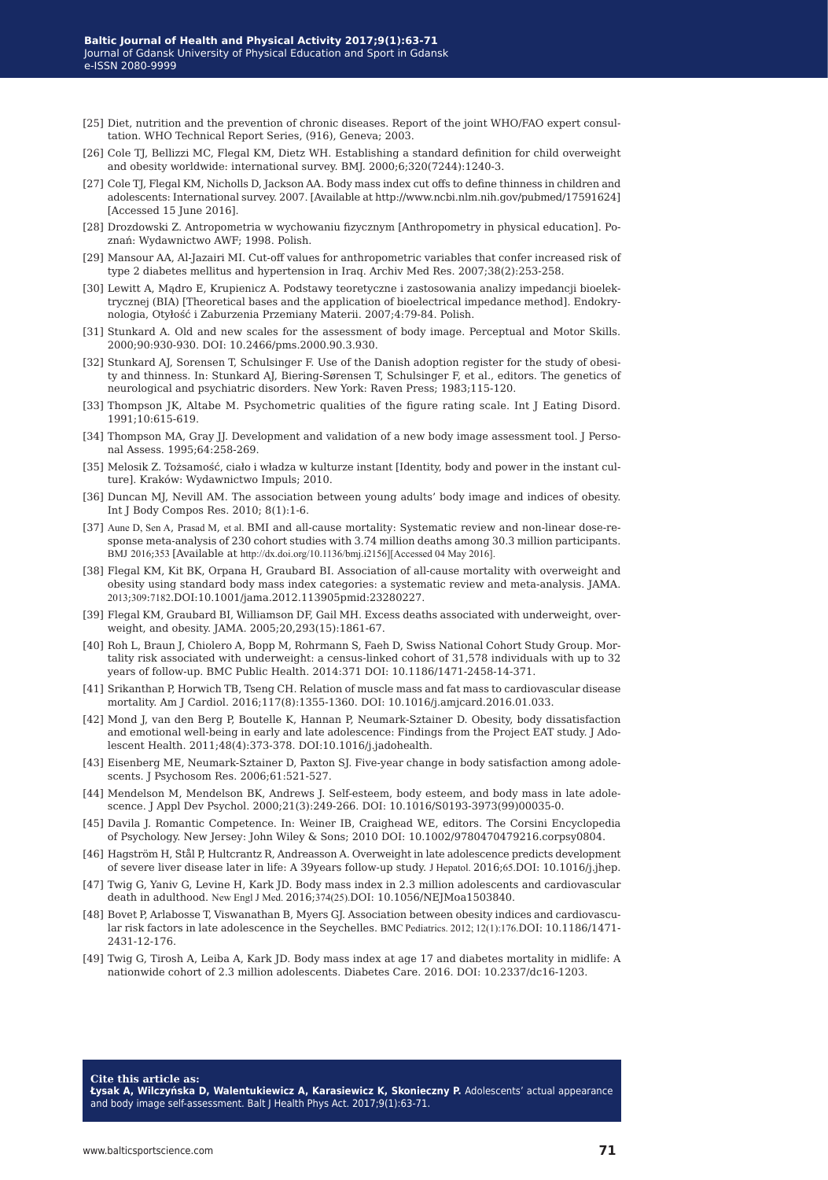[25] Diet, nutrition and the prevention of chronic diseases. Report of the joint WHO/FAO expert consultation. WHO Technical Report Series, (916), Geneva; 2003.

[26] Cole TJ, Bellizzi MC, Flegal KM, Dietz WH. Establishing a standard definition for child overweight and obesity worldwide: international survey. BMJ. 2000;6;320(7244):1240-3.

[27] Cole TJ, Flegal KM, Nicholls D, Jackson AA. Body mass index cut offs to define thinness in children and adolescents: International survey. 2007. [Available at http://www.ncbi.nlm.nih.gov/pubmed/17591624] [Accessed 15 June 2016].

[28] Drozdowski Z. Antropometria w wychowaniu fizycznym [Anthropometry in physical education]. Poznań: Wydawnictwo AWF; 1998. Polish.

[29] Mansour AA, Al-Jazairi MI. Cut-off values for anthropometric variables that confer increased risk of type 2 diabetes mellitus and hypertension in Iraq. Archiv Med Res. 2007;38(2):253-258.

[30] Lewitt A, Mądro E, Krupienicz A. Podstawy teoretyczne i zastosowania analizy impedancji bioelektrycznej (BIA) [Theoretical bases and the application of bioelectrical impedance method]. Endokrynologia, Otyłość i Zaburzenia Przemiany Materii. 2007;4:79-84. Polish.

[31] Stunkard A. Old and new scales for the assessment of body image. Perceptual and Motor Skills. 2000;90:930-930. DOI: 10.2466/pms.2000.90.3.930.

[32] Stunkard AJ, Sorensen T, Schulsinger F. Use of the Danish adoption register for the study of obesity and thinness. In: Stunkard AJ, Biering-Sørensen T, Schulsinger F, et al., editors. The genetics of neurological and psychiatric disorders. New York: Raven Press; 1983;115-120.

[33] Thompson JK, Altabe M. Psychometric qualities of the figure rating scale. Int J Eating Disord. 1991;10:615-619.

[34] Thompson MA, Gray JJ. Development and validation of a new body image assessment tool. J Personal Assess. 1995;64:258-269.

[35] Melosik Z. Tożsamość, ciało i władza w kulturze instant [Identity, body and power in the instant culture]. Kraków: Wydawnictwo Impuls; 2010.

[36] Duncan MJ, Nevill AM. The association between young adults' body image and indices of obesity. Int J Body Compos Res. 2010; 8(1):1-6.

[37] Aune D, Sen A, Prasad M, et al. BMI and all-cause mortality: Systematic review and non-linear dose-response meta-analysis of 230 cohort studies with 3.74 million deaths among 30.3 million participants. BMJ 2016;353 [Available at http://dx.doi.org/10.1136/bmj.i2156][Accessed 04 May 2016].

[38] Flegal KM, Kit BK, Orpana H, Graubard BI. Association of all-cause mortality with overweight and obesity using standard body mass index categories: a systematic review and meta-analysis. JAMA. 2013;309:7182.DOI:10.1001/jama.2012.113905pmid:23280227.

[39] Flegal KM, Graubard BI, Williamson DF, Gail MH. Excess deaths associated with underweight, overweight, and obesity. JAMA. 2005;20,293(15):1861-67.

[40] Roh L, Braun J, Chiolero A, Bopp M, Rohrmann S, Faeh D, Swiss National Cohort Study Group. Mortality risk associated with underweight: a census-linked cohort of 31,578 individuals with up to 32 years of follow-up. BMC Public Health. 2014:371 DOI: 10.1186/1471-2458-14-371.

[41] Srikanthan P, Horwich TB, Tseng CH. Relation of muscle mass and fat mass to cardiovascular disease mortality. Am J Cardiol. 2016;117(8):1355-1360. DOI: 10.1016/j.amjcard.2016.01.033.

[42] Mond J, van den Berg P, Boutelle K, Hannan P, Neumark-Sztainer D. Obesity, body dissatisfaction and emotional well-being in early and late adolescence: Findings from the Project EAT study. J Adolescent Health. 2011;48(4):373-378. DOI:10.1016/j.jadohealth.

[43] Eisenberg ME, Neumark-Sztainer D, Paxton SJ. Five-year change in body satisfaction among adolescents. J Psychosom Res. 2006;61:521-527.

[44] Mendelson M, Mendelson BK, Andrews J. Self-esteem, body esteem, and body mass in late adolescence. J Appl Dev Psychol. 2000;21(3):249-266. DOI: 10.1016/S0193-3973(99)00035-0.

[45] Davila J. Romantic Competence. In: Weiner IB, Craighead WE, editors. The Corsini Encyclopedia of Psychology. New Jersey: John Wiley & Sons; 2010 DOI: 10.1002/9780470479216.corpsy0804.

[46] Hagström H, Stål P, Hultcrantz R, Andreasson A. Overweight in late adolescence predicts development of severe liver disease later in life: A 39years follow-up study. J Hepatol. 2016;65.DOI: 10.1016/j.jhep.

[47] Twig G, Yaniv G, Levine H, Kark JD. Body mass index in 2.3 million adolescents and cardiovascular death in adulthood. New Engl J Med. 2016;374(25).DOI: 10.1056/NEJMoa1503840.

[48] Bovet P, Arlabosse T, Viswanathan B, Myers GJ. Association between obesity indices and cardiovascular risk factors in late adolescence in the Seychelles. BMC Pediatrics. 2012; 12(1):176.DOI: 10.1186/1471-2431-12-176.

[49] Twig G, Tirosh A, Leiba A, Kark JD. Body mass index at age 17 and diabetes mortality in midlife: A nationwide cohort of 2.3 million adolescents. Diabetes Care. 2016. DOI: 10.2337/dc16-1203.

**Cite this article as:**
**Łysak A, Wilczyńska D, Walentukiewicz A, Karasiewicz K, Skonieczny P.** Adolescents' actual appearance and body image self-assessment. Balt J Health Phys Act. 2017;9(1):63-71.